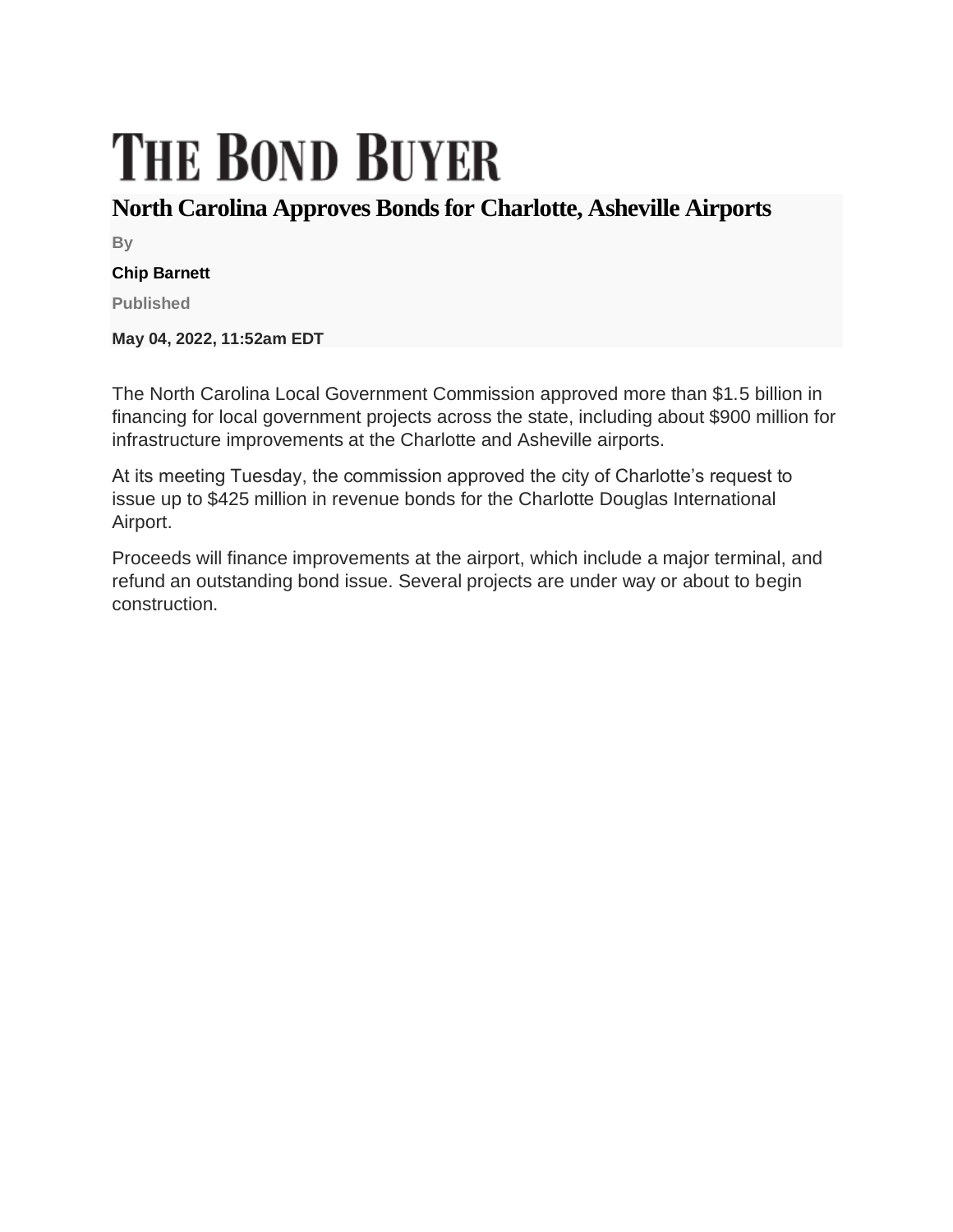# THE BOND BUYER

## North Carolina Approves Bonds for Charlotte, Asheville Airports

By

**Chip Barnett**

Published

**May 04, 2022, 11:52am EDT**

The North Carolina Local Government Commission approved more than $1.5 billion in financing for local government projects across the state, including about $900 million for infrastructure improvements at the Charlotte and Asheville airports.

At its meeting Tuesday, the commission approved the city of Charlotte's request to issue up to $425 million in revenue bonds for the Charlotte Douglas International Airport.

Proceeds will finance improvements at the airport, which include a major terminal, and refund an outstanding bond issue. Several projects are under way or about to begin construction.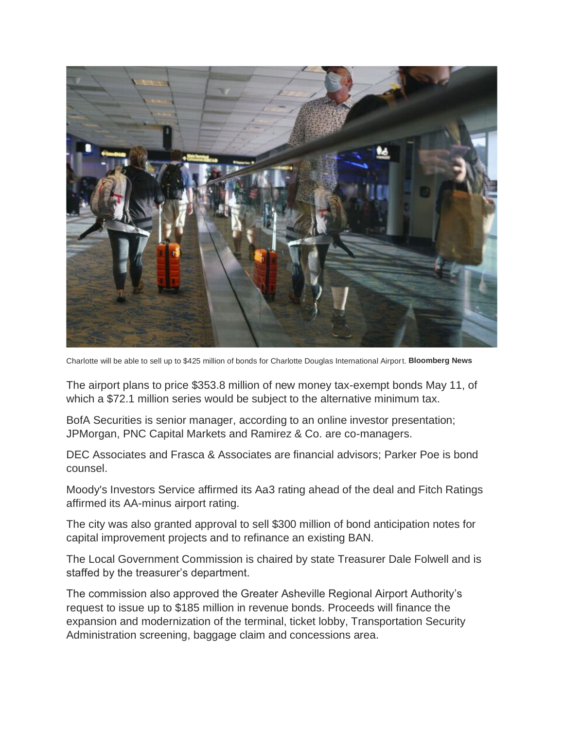Charlotte will be able to sell up to $425 million of bonds for Charlotte Douglas International Airport. **Bloomberg News**

The airport plans to price $353.8 million of new money tax-exempt bonds May 11, of which a $72.1 million series would be subject to the alternative minimum tax.

BofA Securities is senior manager, according to an online investor presentation; JPMorgan, PNC Capital Markets and Ramirez & Co. are co-managers.

DEC Associates and Frasca & Associates are financial advisors; Parker Poe is bond counsel.

Moody's Investors Service affirmed its Aa3 rating ahead of the deal and Fitch Ratings affirmed its AA-minus airport rating.

The city was also granted approval to sell $300 million of bond anticipation notes for capital improvement projects and to refinance an existing BAN.

The Local Government Commission is chaired by state Treasurer Dale Folwell and is staffed by the treasurer's department.

The commission also approved the Greater Asheville Regional Airport Authority's request to issue up to $185 million in revenue bonds. Proceeds will finance the expansion and modernization of the terminal, ticket lobby, Transportation Security Administration screening, baggage claim and concessions area.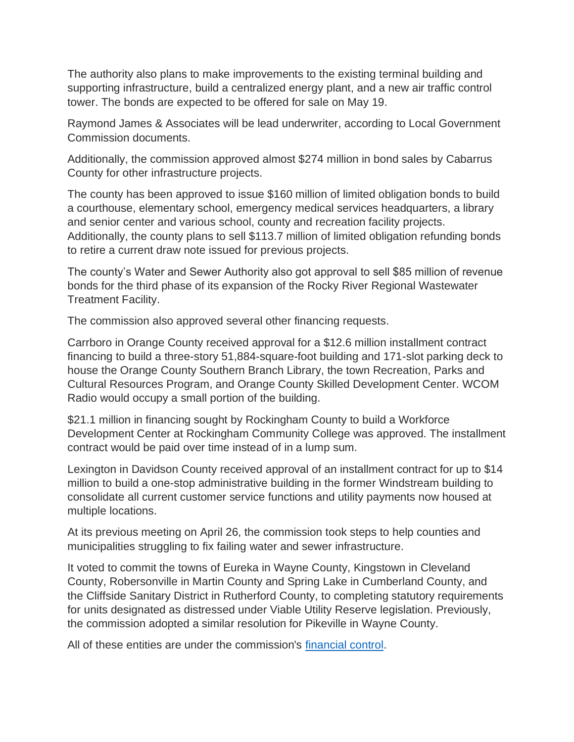The authority also plans to make improvements to the existing terminal building and supporting infrastructure, build a centralized energy plant, and a new air traffic control tower. The bonds are expected to be offered for sale on May 19.

Raymond James & Associates will be lead underwriter, according to Local Government Commission documents.

Additionally, the commission approved almost $274 million in bond sales by Cabarrus County for other infrastructure projects.

The county has been approved to issue $160 million of limited obligation bonds to build a courthouse, elementary school, emergency medical services headquarters, a library and senior center and various school, county and recreation facility projects. Additionally, the county plans to sell $113.7 million of limited obligation refunding bonds to retire a current draw note issued for previous projects.

The county's Water and Sewer Authority also got approval to sell $85 million of revenue bonds for the third phase of its expansion of the Rocky River Regional Wastewater Treatment Facility.

The commission also approved several other financing requests.

Carrboro in Orange County received approval for a $12.6 million installment contract financing to build a three-story 51,884-square-foot building and 171-slot parking deck to house the Orange County Southern Branch Library, the town Recreation, Parks and Cultural Resources Program, and Orange County Skilled Development Center. WCOM Radio would occupy a small portion of the building.

$21.1 million in financing sought by Rockingham County to build a Workforce Development Center at Rockingham Community College was approved. The installment contract would be paid over time instead of in a lump sum.

Lexington in Davidson County received approval of an installment contract for up to $14 million to build a one-stop administrative building in the former Windstream building to consolidate all current customer service functions and utility payments now housed at multiple locations.

At its previous meeting on April 26, the commission took steps to help counties and municipalities struggling to fix failing water and sewer infrastructure.

It voted to commit the towns of Eureka in Wayne County, Kingstown in Cleveland County, Robersonville in Martin County and Spring Lake in Cumberland County, and the Cliffside Sanitary District in Rutherford County, to completing statutory requirements for units designated as distressed under Viable Utility Reserve legislation. Previously, the commission adopted a similar resolution for Pikeville in Wayne County.

All of these entities are under the commission's [financial control](#).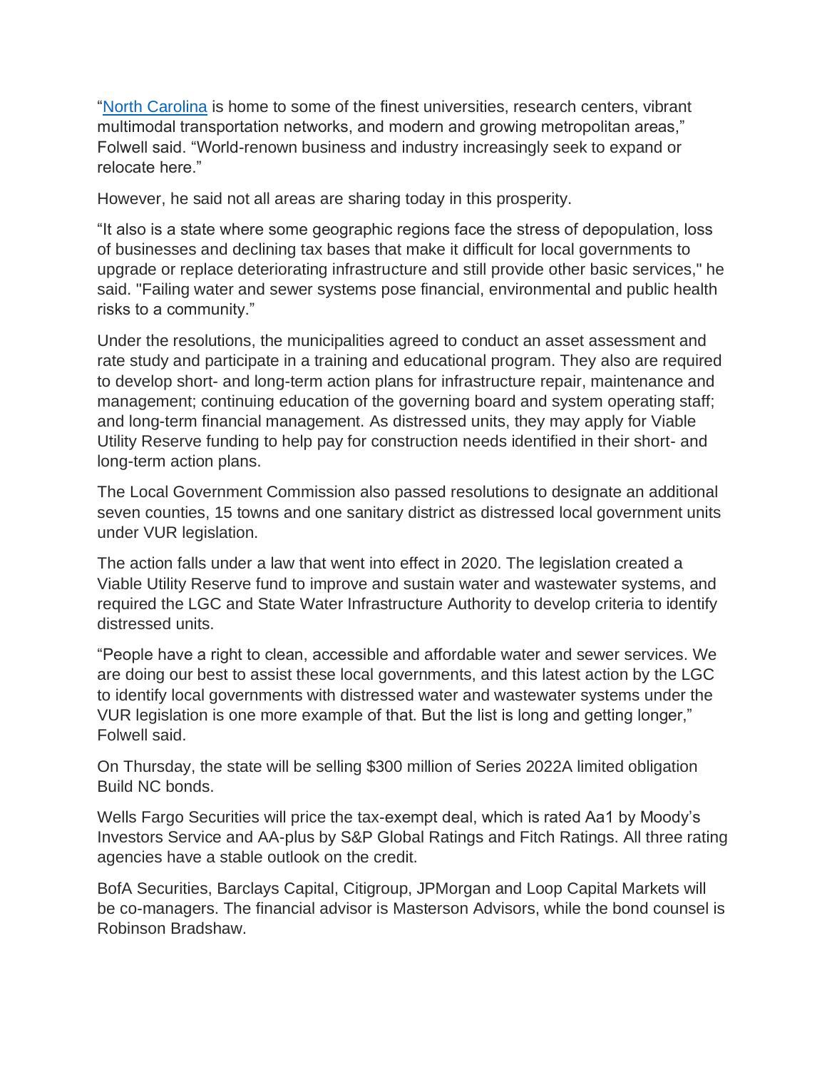"[North Carolina]() is home to some of the finest universities, research centers, vibrant multimodal transportation networks, and modern and growing metropolitan areas," Folwell said. "World-renown business and industry increasingly seek to expand or relocate here."

However, he said not all areas are sharing today in this prosperity.

"It also is a state where some geographic regions face the stress of depopulation, loss of businesses and declining tax bases that make it difficult for local governments to upgrade or replace deteriorating infrastructure and still provide other basic services," he said. "Failing water and sewer systems pose financial, environmental and public health risks to a community."

Under the resolutions, the municipalities agreed to conduct an asset assessment and rate study and participate in a training and educational program. They also are required to develop short- and long-term action plans for infrastructure repair, maintenance and management; continuing education of the governing board and system operating staff; and long-term financial management. As distressed units, they may apply for Viable Utility Reserve funding to help pay for construction needs identified in their short- and long-term action plans.

The Local Government Commission also passed resolutions to designate an additional seven counties, 15 towns and one sanitary district as distressed local government units under VUR legislation.

The action falls under a law that went into effect in 2020. The legislation created a Viable Utility Reserve fund to improve and sustain water and wastewater systems, and required the LGC and State Water Infrastructure Authority to develop criteria to identify distressed units.

"People have a right to clean, accessible and affordable water and sewer services. We are doing our best to assist these local governments, and this latest action by the LGC to identify local governments with distressed water and wastewater systems under the VUR legislation is one more example of that. But the list is long and getting longer," Folwell said.

On Thursday, the state will be selling $300 million of Series 2022A limited obligation Build NC bonds.

Wells Fargo Securities will price the tax-exempt deal, which is rated Aa1 by Moody's Investors Service and AA-plus by S&P Global Ratings and Fitch Ratings. All three rating agencies have a stable outlook on the credit.

BofA Securities, Barclays Capital, Citigroup, JPMorgan and Loop Capital Markets will be co-managers. The financial advisor is Masterson Advisors, while the bond counsel is Robinson Bradshaw.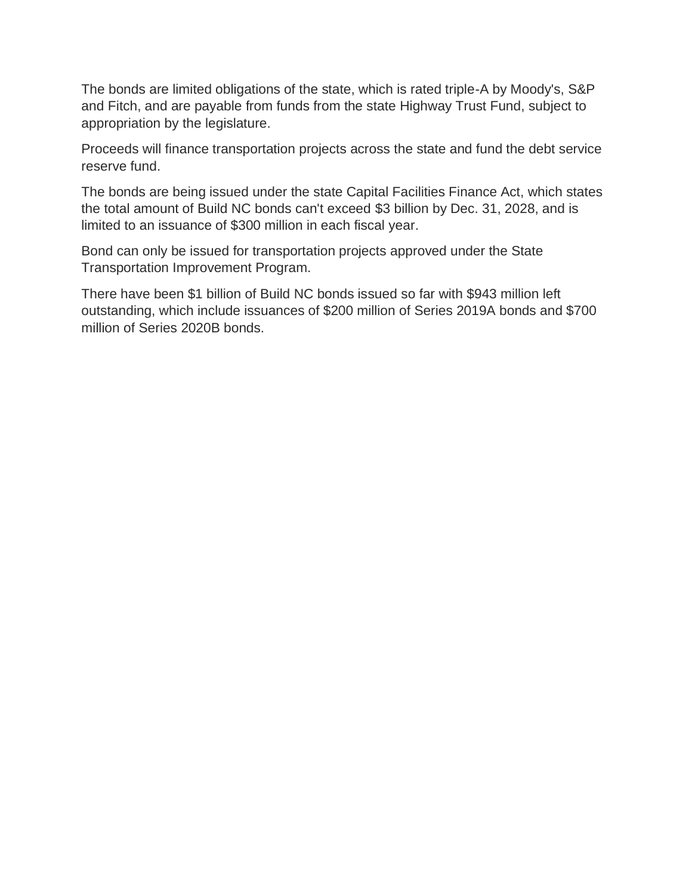The bonds are limited obligations of the state, which is rated triple-A by Moody's, S&P and Fitch, and are payable from funds from the state Highway Trust Fund, subject to appropriation by the legislature.

Proceeds will finance transportation projects across the state and fund the debt service reserve fund.

The bonds are being issued under the state Capital Facilities Finance Act, which states the total amount of Build NC bonds can't exceed $3 billion by Dec. 31, 2028, and is limited to an issuance of $300 million in each fiscal year.

Bond can only be issued for transportation projects approved under the State Transportation Improvement Program.

There have been $1 billion of Build NC bonds issued so far with $943 million left outstanding, which include issuances of $200 million of Series 2019A bonds and $700 million of Series 2020B bonds.